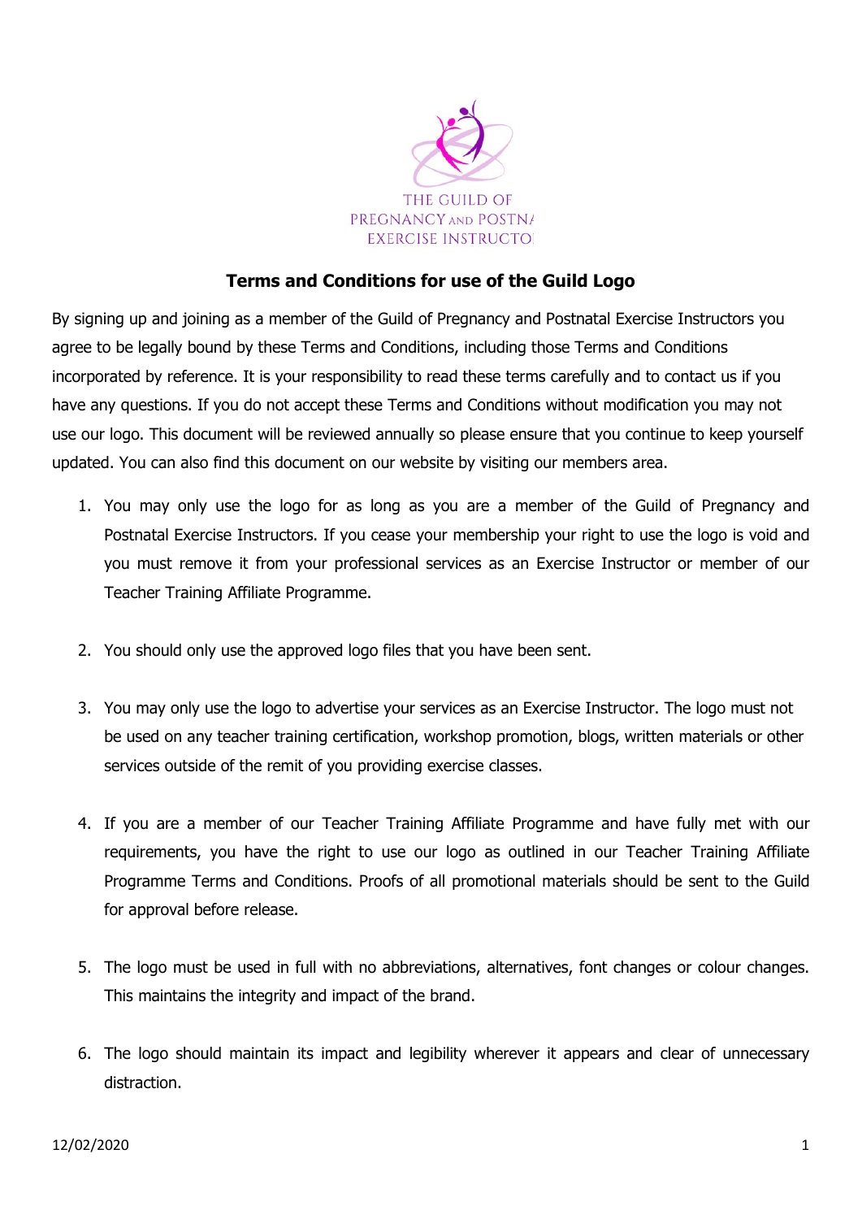# Terms and Conditions for use of the Guild Logo

By signing up and joining as a member of the Guild of Pregnancy and Postnatal Exercise Instructors you agree to be legally bound by these Terms and Conditions, including those Terms and Conditions incorporated by reference. It is your responsibility to read these terms carefully and to contact us if you have any questions. If you do not accept these Terms and Conditions without modification you may not use our logo. This document will be reviewed annually so please ensure that you continue to keep yourself updated. You can also find this document on our website by visiting our members area.

1. You may only use the logo for as long as you are a member of the Guild of Pregnancy and Postnatal Exercise Instructors. If you cease your membership your right to use the logo is void and you must remove it from your professional services as an Exercise Instructor or member of our Teacher Training Affiliate Programme.

2. You should only use the approved logo files that you have been sent.

3. You may only use the logo to advertise your services as an Exercise Instructor. The logo must not be used on any teacher training certification, workshop promotion, blogs, written materials or other services outside of the remit of you providing exercise classes.

4. If you are a member of our Teacher Training Affiliate Programme and have fully met with our requirements, you have the right to use our logo as outlined in our Teacher Training Affiliate Programme Terms and Conditions. Proofs of all promotional materials should be sent to the Guild for approval before release.

5. The logo must be used in full with no abbreviations, alternatives, font changes or colour changes. This maintains the integrity and impact of the brand.

6. The logo should maintain its impact and legibility wherever it appears and clear of unnecessary distraction.

12/02/2020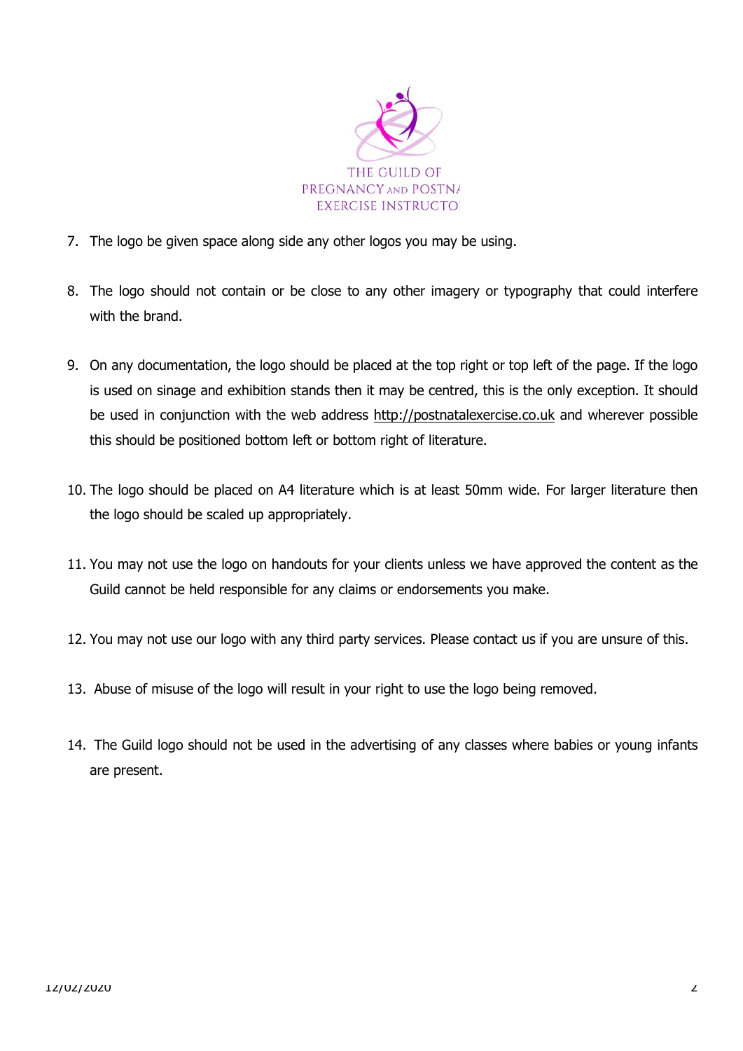7. The logo be given space along side any other logos you may be using.

8. The logo should not contain or be close to any other imagery or typography that could interfere with the brand.

9. On any documentation, the logo should be placed at the top right or top left of the page. If the logo is used on sinage and exhibition stands then it may be centred, this is the only exception. It should be used in conjunction with the web address http://postnatalexercise.co.uk and wherever possible this should be positioned bottom left or bottom right of literature.

10. The logo should be placed on A4 literature which is at least 50mm wide. For larger literature then the logo should be scaled up appropriately.

11. You may not use the logo on handouts for your clients unless we have approved the content as the Guild cannot be held responsible for any claims or endorsements you make.

12. You may not use our logo with any third party services. Please contact us if you are unsure of this.

13. Abuse of misuse of the logo will result in your right to use the logo being removed.

14. The Guild logo should not be used in the advertising of any classes where babies or young infants are present.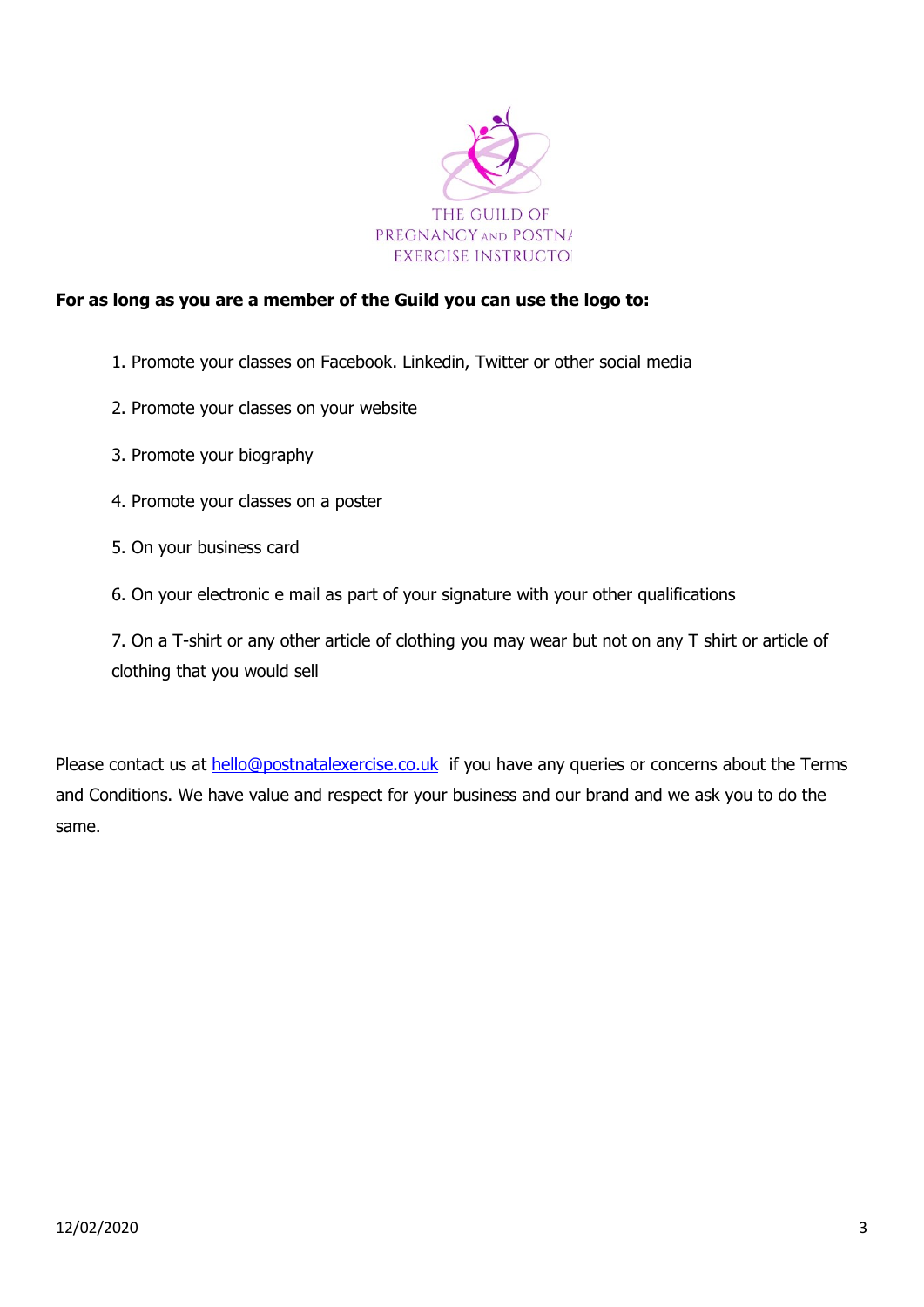**For as long as you are a member of the Guild you can use the logo to:**

1. Promote your classes on Facebook. Linkedin, Twitter or other social media
2. Promote your classes on your website
3. Promote your biography
4. Promote your classes on a poster
5. On your business card
6. On your electronic e mail as part of your signature with your other qualifications
7. On a T-shirt or any other article of clothing you may wear but not on any T shirt or article of clothing that you would sell

Please contact us at hello@postnatalexercise.co.uk if you have any queries or concerns about the Terms and Conditions. We have value and respect for your business and our brand and we ask you to do the same.

12/02/2020